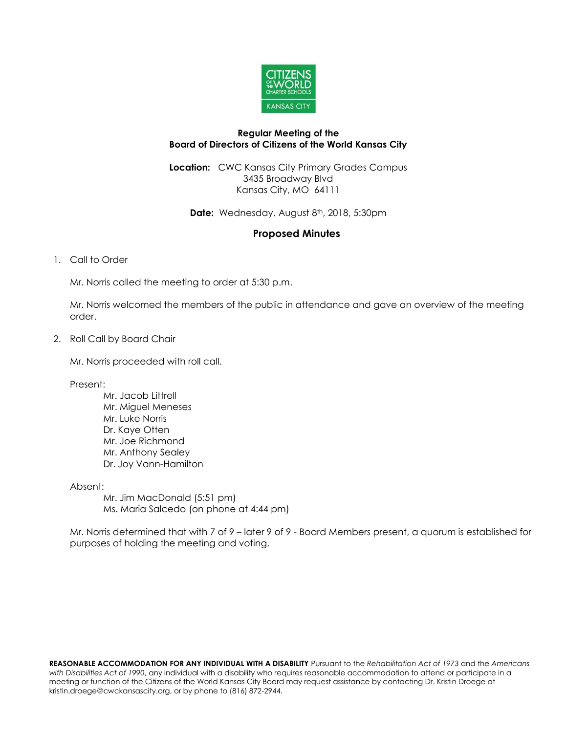**Regular Meeting of the**
**Board of Directors of Citizens of the World Kansas City**

**Location:** CWC Kansas City Primary Grades Campus
3435 Broadway Blvd
Kansas City, MO 64111

**Date:** Wednesday, August 8th, 2018, 5:30pm

## Proposed Minutes

1. Call to Order

   Mr. Norris called the meeting to order at 5:30 p.m.

   Mr. Norris welcomed the members of the public in attendance and gave an overview of the meeting order.

2. Roll Call by Board Chair

   Mr. Norris proceeded with roll call.

   Present:

   - Mr. Jacob Littrell
   - Mr. Miguel Meneses
   - Mr. Luke Norris
   - Dr. Kaye Otten
   - Mr. Joe Richmond
   - Mr. Anthony Sealey
   - Dr. Joy Vann-Hamilton

   Absent:

   - Mr. Jim MacDonald (5:51 pm)
   - Ms. Maria Salcedo (on phone at 4:44 pm)

   Mr. Norris determined that with 7 of 9 – later 9 of 9 - Board Members present, a quorum is established for purposes of holding the meeting and voting.

**REASONABLE ACCOMMODATION FOR ANY INDIVIDUAL WITH A DISABILITY** Pursuant to the *Rehabilitation Act of 1973* and the *Americans with Disabilities Act of 1990*, any individual with a disability who requires reasonable accommodation to attend or participate in a meeting or function of the Citizens of the World Kansas City Board may request assistance by contacting Dr. Kristin Droege at kristin.droege@cwckansascity.org, or by phone to (816) 872-2944.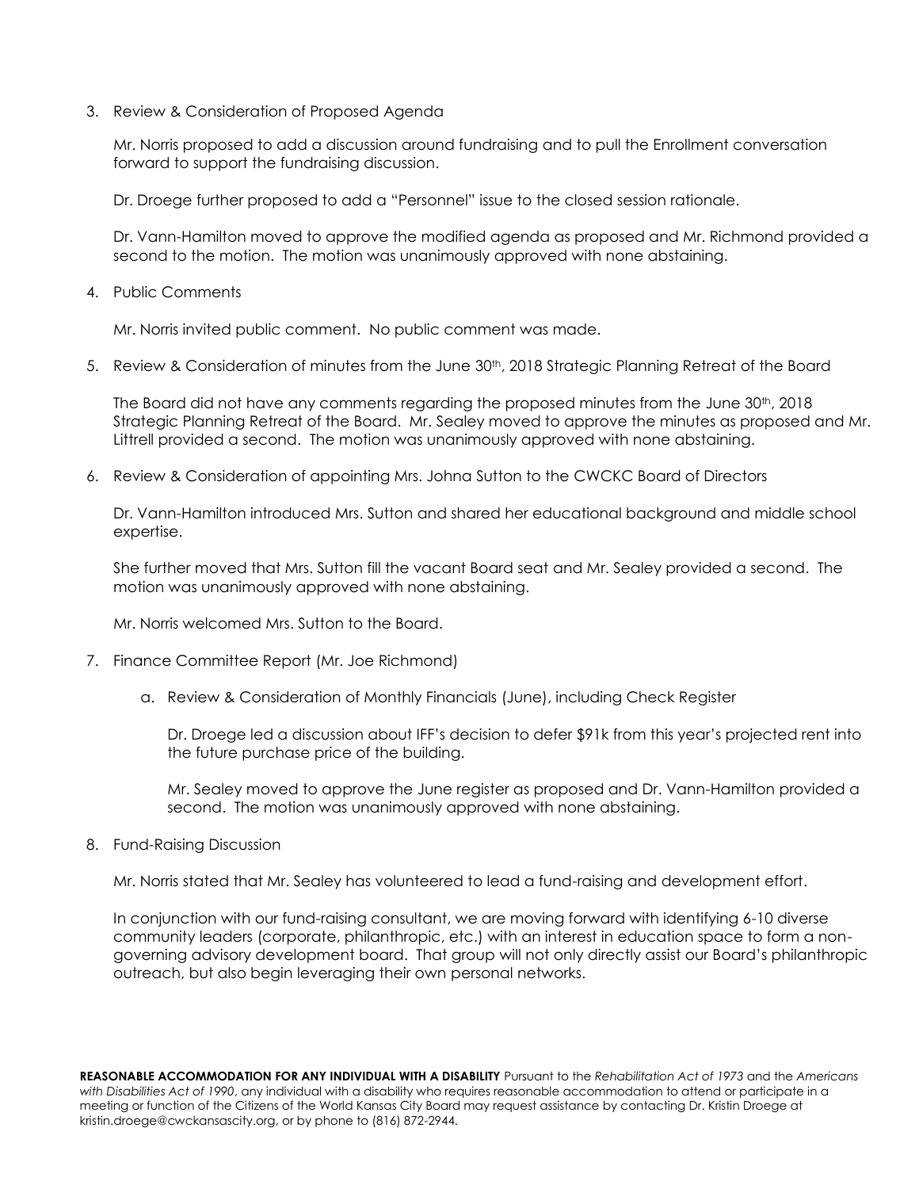3. Review & Consideration of Proposed Agenda

   Mr. Norris proposed to add a discussion around fundraising and to pull the Enrollment conversation forward to support the fundraising discussion.

   Dr. Droege further proposed to add a "Personnel" issue to the closed session rationale.

   Dr. Vann-Hamilton moved to approve the modified agenda as proposed and Mr. Richmond provided a second to the motion. The motion was unanimously approved with none abstaining.

4. Public Comments

   Mr. Norris invited public comment. No public comment was made.

5. Review & Consideration of minutes from the June 30th, 2018 Strategic Planning Retreat of the Board

   The Board did not have any comments regarding the proposed minutes from the June 30th, 2018 Strategic Planning Retreat of the Board. Mr. Sealey moved to approve the minutes as proposed and Mr. Littrell provided a second. The motion was unanimously approved with none abstaining.

6. Review & Consideration of appointing Mrs. Johna Sutton to the CWCKC Board of Directors

   Dr. Vann-Hamilton introduced Mrs. Sutton and shared her educational background and middle school expertise.

   She further moved that Mrs. Sutton fill the vacant Board seat and Mr. Sealey provided a second. The motion was unanimously approved with none abstaining.

   Mr. Norris welcomed Mrs. Sutton to the Board.

7. Finance Committee Report (Mr. Joe Richmond)

   a. Review & Consideration of Monthly Financials (June), including Check Register

      Dr. Droege led a discussion about IFF's decision to defer \$91k from this year's projected rent into the future purchase price of the building.

      Mr. Sealey moved to approve the June register as proposed and Dr. Vann-Hamilton provided a second. The motion was unanimously approved with none abstaining.

8. Fund-Raising Discussion

   Mr. Norris stated that Mr. Sealey has volunteered to lead a fund-raising and development effort.

   In conjunction with our fund-raising consultant, we are moving forward with identifying 6-10 diverse community leaders (corporate, philanthropic, etc.) with an interest in education space to form a non-governing advisory development board. That group will not only directly assist our Board's philanthropic outreach, but also begin leveraging their own personal networks.

**REASONABLE ACCOMMODATION FOR ANY INDIVIDUAL WITH A DISABILITY** Pursuant to the *Rehabilitation Act of 1973* and the *Americans with Disabilities Act of 1990*, any individual with a disability who requires reasonable accommodation to attend or participate in a meeting or function of the Citizens of the World Kansas City Board may request assistance by contacting Dr. Kristin Droege at kristin.droege@cwckansascity.org, or by phone to (816) 872-2944.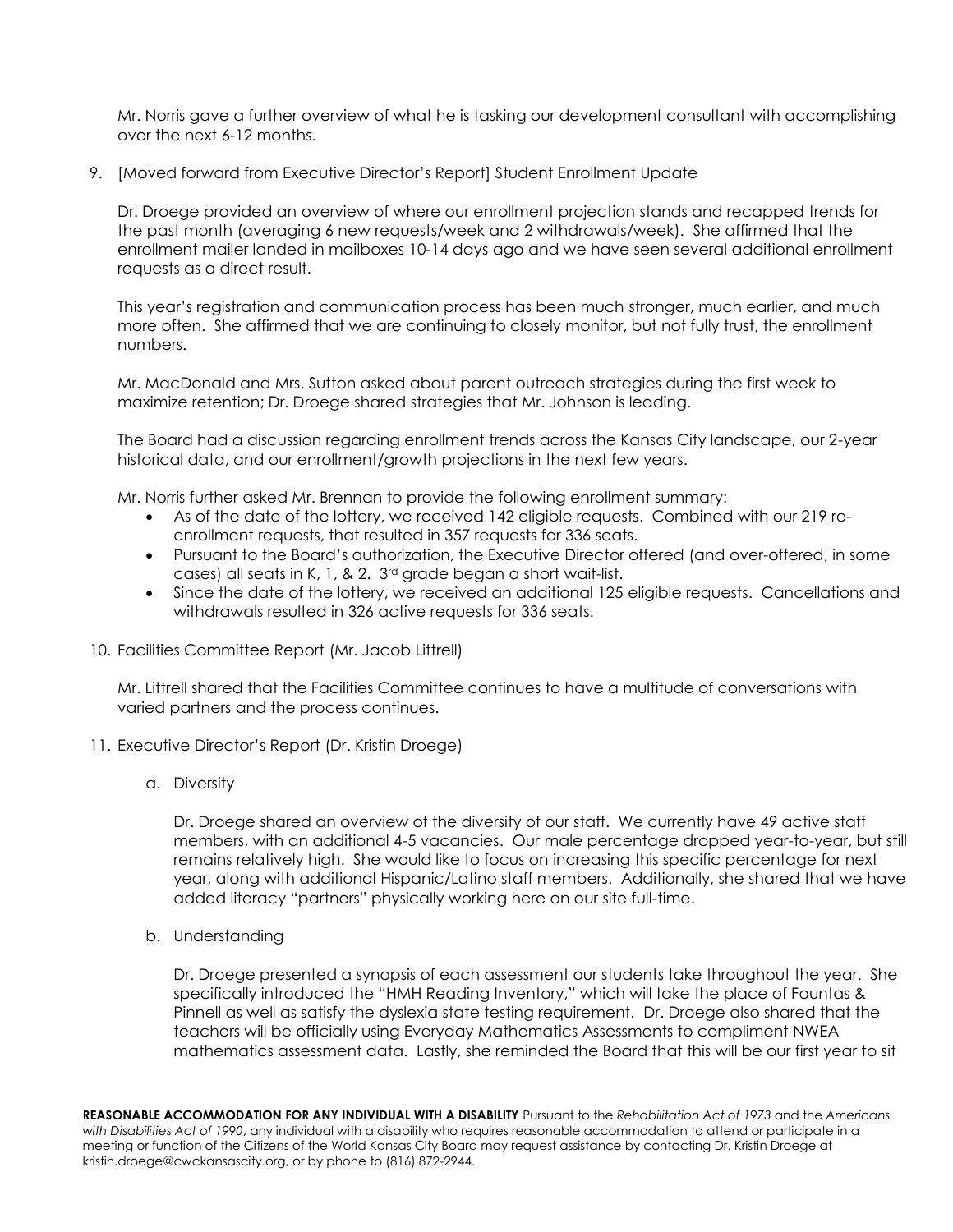Mr. Norris gave a further overview of what he is tasking our development consultant with accomplishing over the next 6-12 months.

9. [Moved forward from Executive Director's Report] Student Enrollment Update

   Dr. Droege provided an overview of where our enrollment projection stands and recapped trends for the past month (averaging 6 new requests/week and 2 withdrawals/week). She affirmed that the enrollment mailer landed in mailboxes 10-14 days ago and we have seen several additional enrollment requests as a direct result.

   This year's registration and communication process has been much stronger, much earlier, and much more often. She affirmed that we are continuing to closely monitor, but not fully trust, the enrollment numbers.

   Mr. MacDonald and Mrs. Sutton asked about parent outreach strategies during the first week to maximize retention; Dr. Droege shared strategies that Mr. Johnson is leading.

   The Board had a discussion regarding enrollment trends across the Kansas City landscape, our 2-year historical data, and our enrollment/growth projections in the next few years.

   Mr. Norris further asked Mr. Brennan to provide the following enrollment summary:
   - As of the date of the lottery, we received 142 eligible requests. Combined with our 219 re-enrollment requests, that resulted in 357 requests for 336 seats.
   - Pursuant to the Board's authorization, the Executive Director offered (and over-offered, in some cases) all seats in K, 1, & 2. 3rd grade began a short wait-list.
   - Since the date of the lottery, we received an additional 125 eligible requests. Cancellations and withdrawals resulted in 326 active requests for 336 seats.

10. Facilities Committee Report (Mr. Jacob Littrell)

    Mr. Littrell shared that the Facilities Committee continues to have a multitude of conversations with varied partners and the process continues.

11. Executive Director's Report (Dr. Kristin Droege)

    a. Diversity

       Dr. Droege shared an overview of the diversity of our staff. We currently have 49 active staff members, with an additional 4-5 vacancies. Our male percentage dropped year-to-year, but still remains relatively high. She would like to focus on increasing this specific percentage for next year, along with additional Hispanic/Latino staff members. Additionally, she shared that we have added literacy "partners" physically working here on our site full-time.

    b. Understanding

       Dr. Droege presented a synopsis of each assessment our students take throughout the year. She specifically introduced the "HMH Reading Inventory," which will take the place of Fountas & Pinnell as well as satisfy the dyslexia state testing requirement. Dr. Droege also shared that the teachers will be officially using Everyday Mathematics Assessments to compliment NWEA mathematics assessment data. Lastly, she reminded the Board that this will be our first year to sit

**REASONABLE ACCOMMODATION FOR ANY INDIVIDUAL WITH A DISABILITY** Pursuant to the *Rehabilitation Act of 1973* and the *Americans with Disabilities Act of 1990*, any individual with a disability who requires reasonable accommodation to attend or participate in a meeting or function of the Citizens of the World Kansas City Board may request assistance by contacting Dr. Kristin Droege at kristin.droege@cwckansascity.org, or by phone to (816) 872-2944.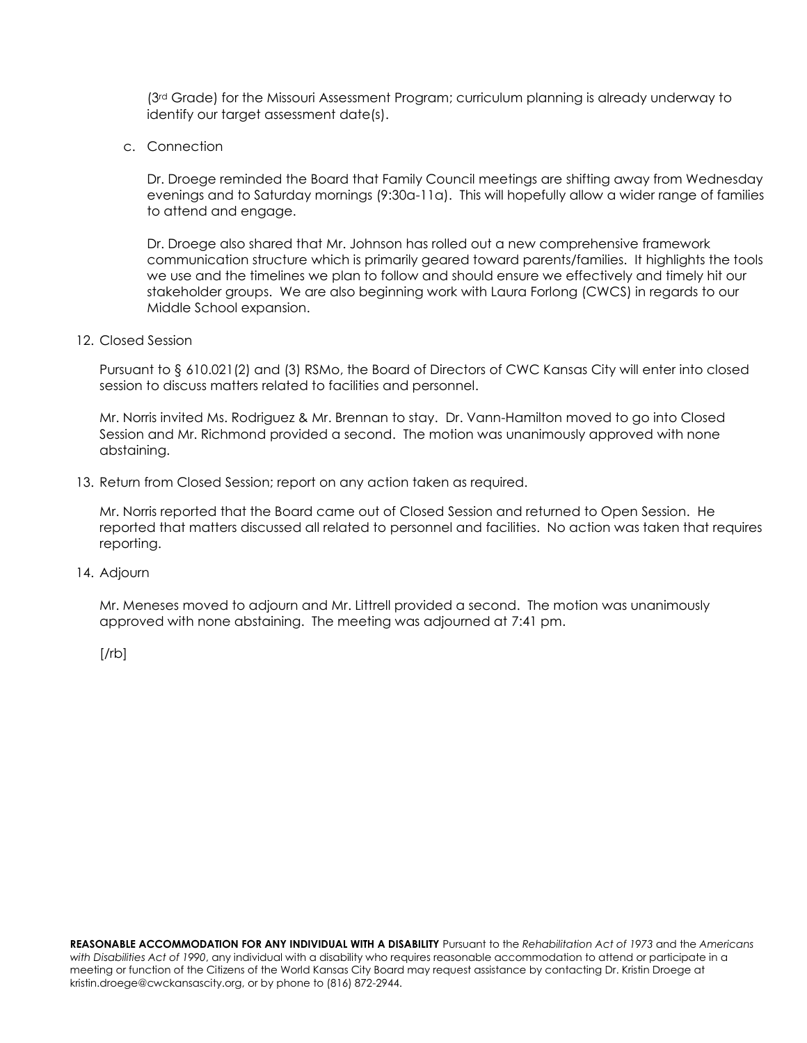(3rd Grade) for the Missouri Assessment Program; curriculum planning is already underway to identify our target assessment date(s).

c. Connection

Dr. Droege reminded the Board that Family Council meetings are shifting away from Wednesday evenings and to Saturday mornings (9:30a-11a). This will hopefully allow a wider range of families to attend and engage.

Dr. Droege also shared that Mr. Johnson has rolled out a new comprehensive framework communication structure which is primarily geared toward parents/families. It highlights the tools we use and the timelines we plan to follow and should ensure we effectively and timely hit our stakeholder groups. We are also beginning work with Laura Forlong (CWCS) in regards to our Middle School expansion.

12. Closed Session

Pursuant to § 610.021(2) and (3) RSMo, the Board of Directors of CWC Kansas City will enter into closed session to discuss matters related to facilities and personnel.

Mr. Norris invited Ms. Rodriguez & Mr. Brennan to stay. Dr. Vann-Hamilton moved to go into Closed Session and Mr. Richmond provided a second. The motion was unanimously approved with none abstaining.

13. Return from Closed Session; report on any action taken as required.

Mr. Norris reported that the Board came out of Closed Session and returned to Open Session. He reported that matters discussed all related to personnel and facilities. No action was taken that requires reporting.

14. Adjourn

Mr. Meneses moved to adjourn and Mr. Littrell provided a second. The motion was unanimously approved with none abstaining. The meeting was adjourned at 7:41 pm.

[/rb]

**REASONABLE ACCOMMODATION FOR ANY INDIVIDUAL WITH A DISABILITY** Pursuant to the *Rehabilitation Act of 1973* and the *Americans with Disabilities Act of 1990*, any individual with a disability who requires reasonable accommodation to attend or participate in a meeting or function of the Citizens of the World Kansas City Board may request assistance by contacting Dr. Kristin Droege at kristin.droege@cwckansascity.org, or by phone to (816) 872-2944.